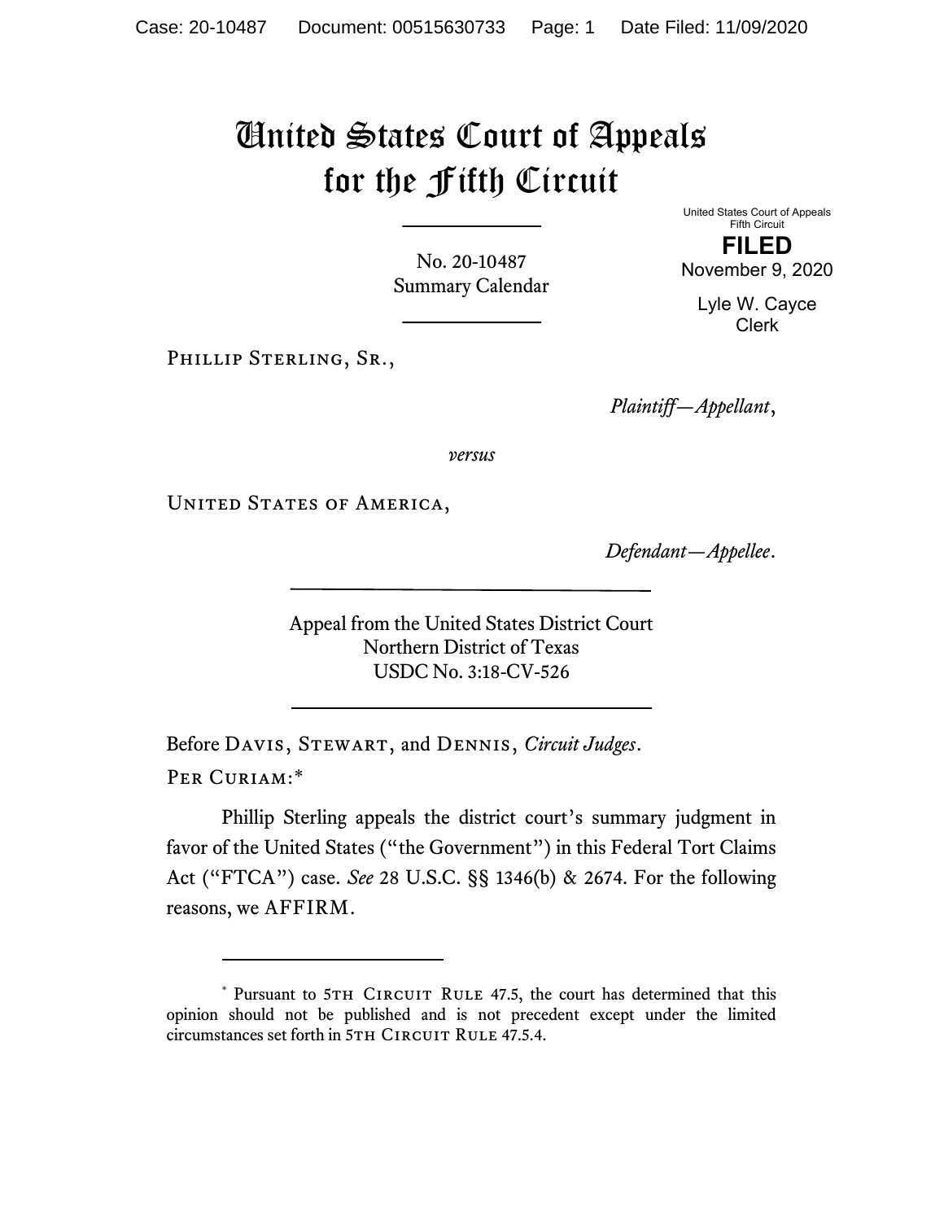# United States Court of Appeals for the Fifth Circuit

United States Court of Appeals
Fifth Circuit

**FILED**

November 9, 2020

Lyle W. Cayce
Clerk

No. 20-10487
Summary Calendar

---

Phillip Sterling, Sr.,

*Plaintiff—Appellant*,

*versus*

United States of America,

*Defendant—Appellee*.

---

Appeal from the United States District Court
Northern District of Texas
USDC No. 3:18-CV-526

---

Before Davis, Stewart, and Dennis, *Circuit Judges*.

Per Curiam:*

Phillip Sterling appeals the district court's summary judgment in favor of the United States ("the Government") in this Federal Tort Claims Act ("FTCA") case. *See* 28 U.S.C. §§ 1346(b) & 2674. For the following reasons, we AFFIRM.

---

* Pursuant to 5th Circuit Rule 47.5, the court has determined that this opinion should not be published and is not precedent except under the limited circumstances set forth in 5th Circuit Rule 47.5.4.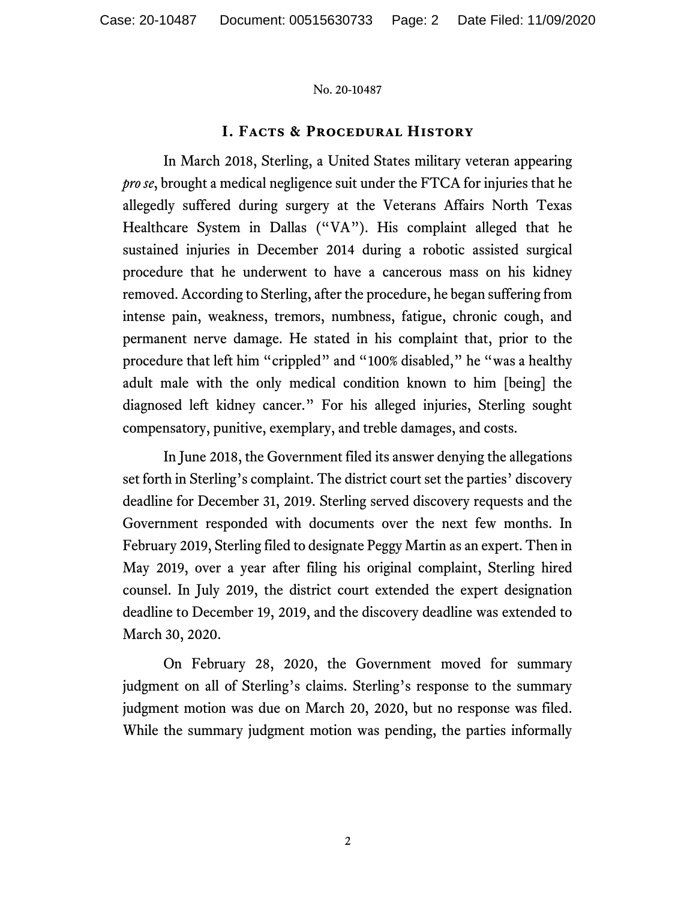## I. Facts & Procedural History

In March 2018, Sterling, a United States military veteran appearing *pro se*, brought a medical negligence suit under the FTCA for injuries that he allegedly suffered during surgery at the Veterans Affairs North Texas Healthcare System in Dallas ("VA"). His complaint alleged that he sustained injuries in December 2014 during a robotic assisted surgical procedure that he underwent to have a cancerous mass on his kidney removed. According to Sterling, after the procedure, he began suffering from intense pain, weakness, tremors, numbness, fatigue, chronic cough, and permanent nerve damage. He stated in his complaint that, prior to the procedure that left him "crippled" and "100% disabled," he "was a healthy adult male with the only medical condition known to him [being] the diagnosed left kidney cancer." For his alleged injuries, Sterling sought compensatory, punitive, exemplary, and treble damages, and costs.

In June 2018, the Government filed its answer denying the allegations set forth in Sterling's complaint. The district court set the parties' discovery deadline for December 31, 2019. Sterling served discovery requests and the Government responded with documents over the next few months. In February 2019, Sterling filed to designate Peggy Martin as an expert. Then in May 2019, over a year after filing his original complaint, Sterling hired counsel. In July 2019, the district court extended the expert designation deadline to December 19, 2019, and the discovery deadline was extended to March 30, 2020.

On February 28, 2020, the Government moved for summary judgment on all of Sterling's claims. Sterling's response to the summary judgment motion was due on March 20, 2020, but no response was filed. While the summary judgment motion was pending, the parties informally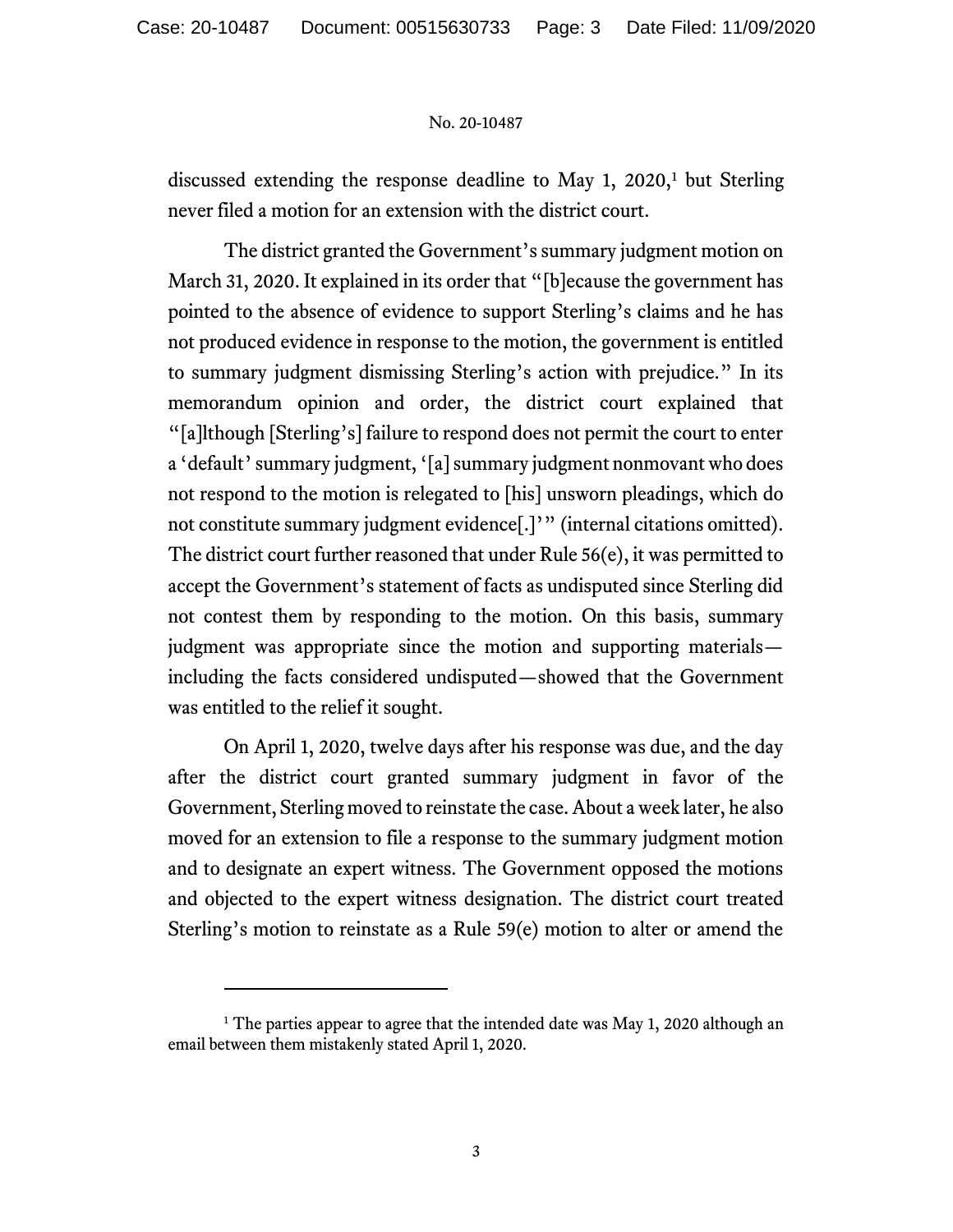discussed extending the response deadline to May 1, 2020,[1] but Sterling never filed a motion for an extension with the district court.

The district granted the Government's summary judgment motion on March 31, 2020. It explained in its order that "[b]ecause the government has pointed to the absence of evidence to support Sterling's claims and he has not produced evidence in response to the motion, the government is entitled to summary judgment dismissing Sterling's action with prejudice." In its memorandum opinion and order, the district court explained that "[a]lthough [Sterling's] failure to respond does not permit the court to enter a 'default' summary judgment, '[a] summary judgment nonmovant who does not respond to the motion is relegated to [his] unsworn pleadings, which do not constitute summary judgment evidence[.]'" (internal citations omitted). The district court further reasoned that under Rule 56(e), it was permitted to accept the Government's statement of facts as undisputed since Sterling did not contest them by responding to the motion. On this basis, summary judgment was appropriate since the motion and supporting materials—including the facts considered undisputed—showed that the Government was entitled to the relief it sought.

On April 1, 2020, twelve days after his response was due, and the day after the district court granted summary judgment in favor of the Government, Sterling moved to reinstate the case. About a week later, he also moved for an extension to file a response to the summary judgment motion and to designate an expert witness. The Government opposed the motions and objected to the expert witness designation. The district court treated Sterling's motion to reinstate as a Rule 59(e) motion to alter or amend the

---

[1] The parties appear to agree that the intended date was May 1, 2020 although an email between them mistakenly stated April 1, 2020.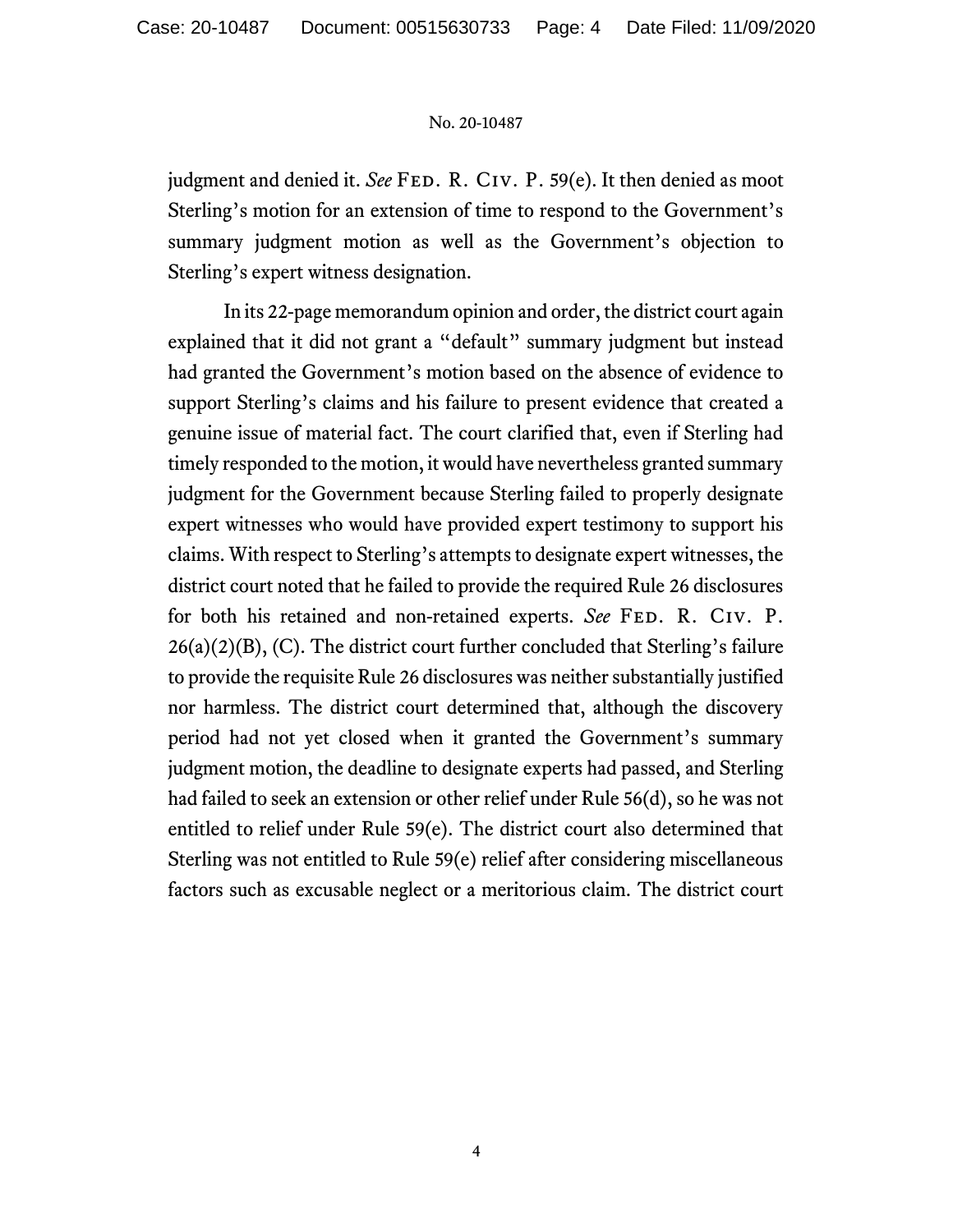judgment and denied it. *See* Fed. R. Civ. P. 59(e). It then denied as moot Sterling's motion for an extension of time to respond to the Government's summary judgment motion as well as the Government's objection to Sterling's expert witness designation.

In its 22-page memorandum opinion and order, the district court again explained that it did not grant a "default" summary judgment but instead had granted the Government's motion based on the absence of evidence to support Sterling's claims and his failure to present evidence that created a genuine issue of material fact. The court clarified that, even if Sterling had timely responded to the motion, it would have nevertheless granted summary judgment for the Government because Sterling failed to properly designate expert witnesses who would have provided expert testimony to support his claims. With respect to Sterling's attempts to designate expert witnesses, the district court noted that he failed to provide the required Rule 26 disclosures for both his retained and non-retained experts. *See* Fed. R. Civ. P. 26(a)(2)(B), (C). The district court further concluded that Sterling's failure to provide the requisite Rule 26 disclosures was neither substantially justified nor harmless. The district court determined that, although the discovery period had not yet closed when it granted the Government's summary judgment motion, the deadline to designate experts had passed, and Sterling had failed to seek an extension or other relief under Rule 56(d), so he was not entitled to relief under Rule 59(e). The district court also determined that Sterling was not entitled to Rule 59(e) relief after considering miscellaneous factors such as excusable neglect or a meritorious claim. The district court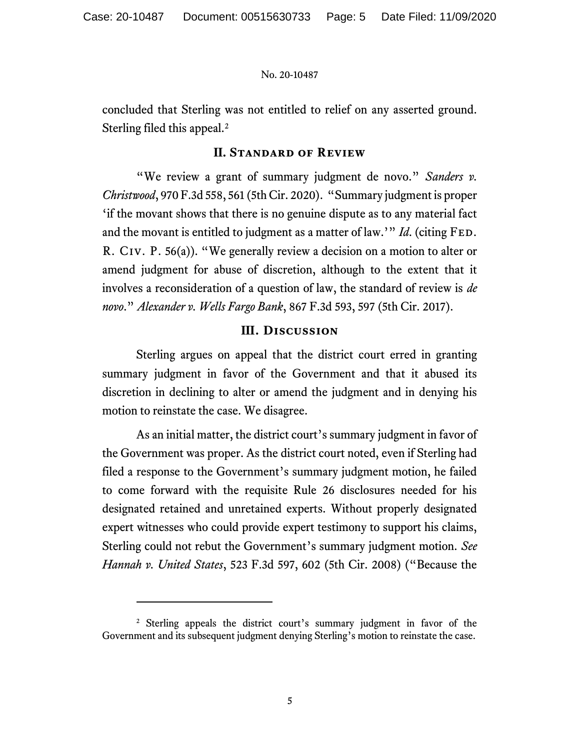concluded that Sterling was not entitled to relief on any asserted ground. Sterling filed this appeal.[2]

## II. Standard of Review

"We review a grant of summary judgment de novo." *Sanders v. Christwood*, 970 F.3d 558, 561 (5th Cir. 2020). "Summary judgment is proper 'if the movant shows that there is no genuine dispute as to any material fact and the movant is entitled to judgment as a matter of law.'" *Id.* (citing Fed. R. Civ. P. 56(a)). "We generally review a decision on a motion to alter or amend judgment for abuse of discretion, although to the extent that it involves a reconsideration of a question of law, the standard of review is *de novo*." *Alexander v. Wells Fargo Bank*, 867 F.3d 593, 597 (5th Cir. 2017).

## III. Discussion

Sterling argues on appeal that the district court erred in granting summary judgment in favor of the Government and that it abused its discretion in declining to alter or amend the judgment and in denying his motion to reinstate the case. We disagree.

As an initial matter, the district court's summary judgment in favor of the Government was proper. As the district court noted, even if Sterling had filed a response to the Government's summary judgment motion, he failed to come forward with the requisite Rule 26 disclosures needed for his designated retained and unretained experts. Without properly designated expert witnesses who could provide expert testimony to support his claims, Sterling could not rebut the Government's summary judgment motion. *See Hannah v. United States*, 523 F.3d 597, 602 (5th Cir. 2008) ("Because the

---

[2] Sterling appeals the district court's summary judgment in favor of the Government and its subsequent judgment denying Sterling's motion to reinstate the case.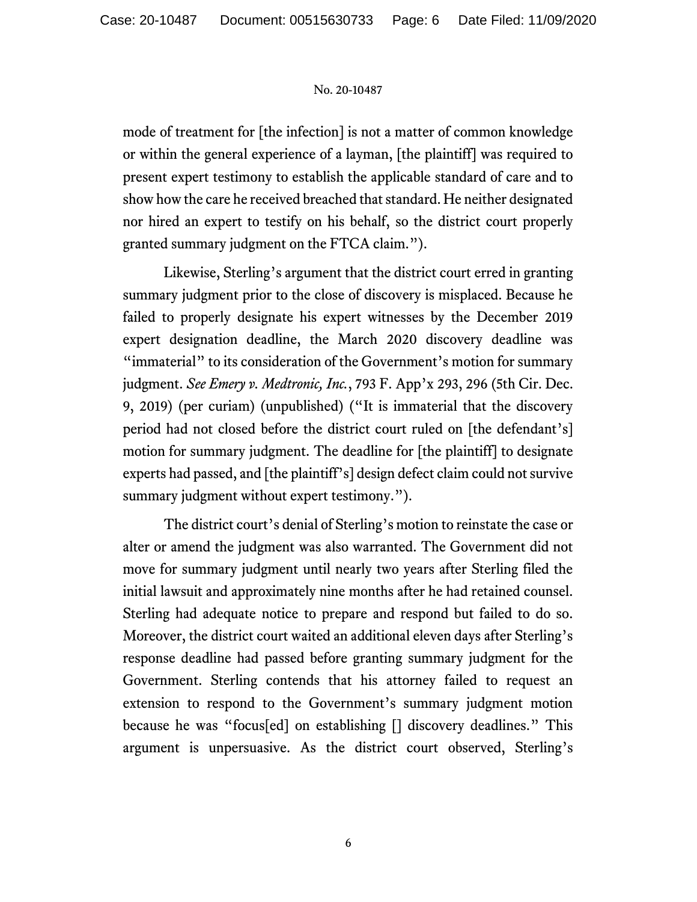mode of treatment for [the infection] is not a matter of common knowledge or within the general experience of a layman, [the plaintiff] was required to present expert testimony to establish the applicable standard of care and to show how the care he received breached that standard. He neither designated nor hired an expert to testify on his behalf, so the district court properly granted summary judgment on the FTCA claim.").

Likewise, Sterling's argument that the district court erred in granting summary judgment prior to the close of discovery is misplaced. Because he failed to properly designate his expert witnesses by the December 2019 expert designation deadline, the March 2020 discovery deadline was "immaterial" to its consideration of the Government's motion for summary judgment. *See Emery v. Medtronic, Inc.*, 793 F. App'x 293, 296 (5th Cir. Dec. 9, 2019) (per curiam) (unpublished) ("It is immaterial that the discovery period had not closed before the district court ruled on [the defendant's] motion for summary judgment. The deadline for [the plaintiff] to designate experts had passed, and [the plaintiff's] design defect claim could not survive summary judgment without expert testimony.").

The district court's denial of Sterling's motion to reinstate the case or alter or amend the judgment was also warranted. The Government did not move for summary judgment until nearly two years after Sterling filed the initial lawsuit and approximately nine months after he had retained counsel. Sterling had adequate notice to prepare and respond but failed to do so. Moreover, the district court waited an additional eleven days after Sterling's response deadline had passed before granting summary judgment for the Government. Sterling contends that his attorney failed to request an extension to respond to the Government's summary judgment motion because he was "focus[ed] on establishing [] discovery deadlines." This argument is unpersuasive. As the district court observed, Sterling's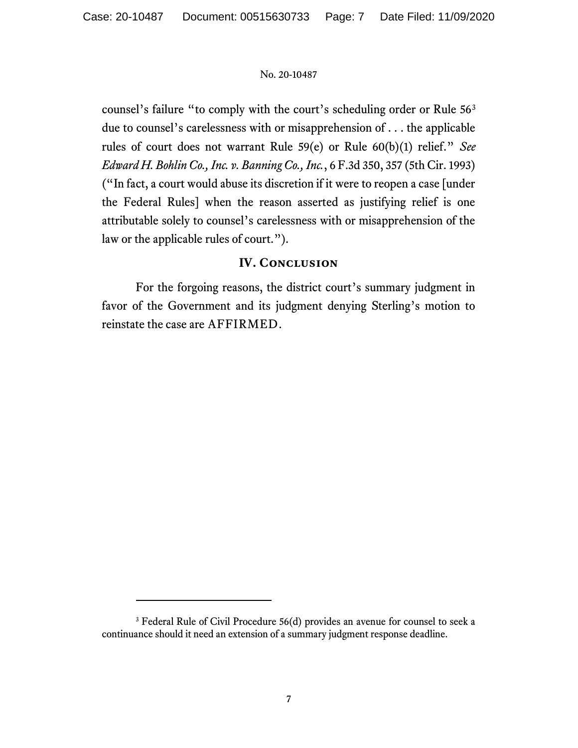counsel's failure "to comply with the court's scheduling order or Rule 56[3] due to counsel's carelessness with or misapprehension of . . . the applicable rules of court does not warrant Rule 59(e) or Rule 60(b)(1) relief." *See Edward H. Bohlin Co., Inc. v. Banning Co., Inc.*, 6 F.3d 350, 357 (5th Cir. 1993) ("In fact, a court would abuse its discretion if it were to reopen a case [under the Federal Rules] when the reason asserted as justifying relief is one attributable solely to counsel's carelessness with or misapprehension of the law or the applicable rules of court.").

## IV. Conclusion

For the forgoing reasons, the district court's summary judgment in favor of the Government and its judgment denying Sterling's motion to reinstate the case are AFFIRMED.

---

[3] Federal Rule of Civil Procedure 56(d) provides an avenue for counsel to seek a continuance should it need an extension of a summary judgment response deadline.